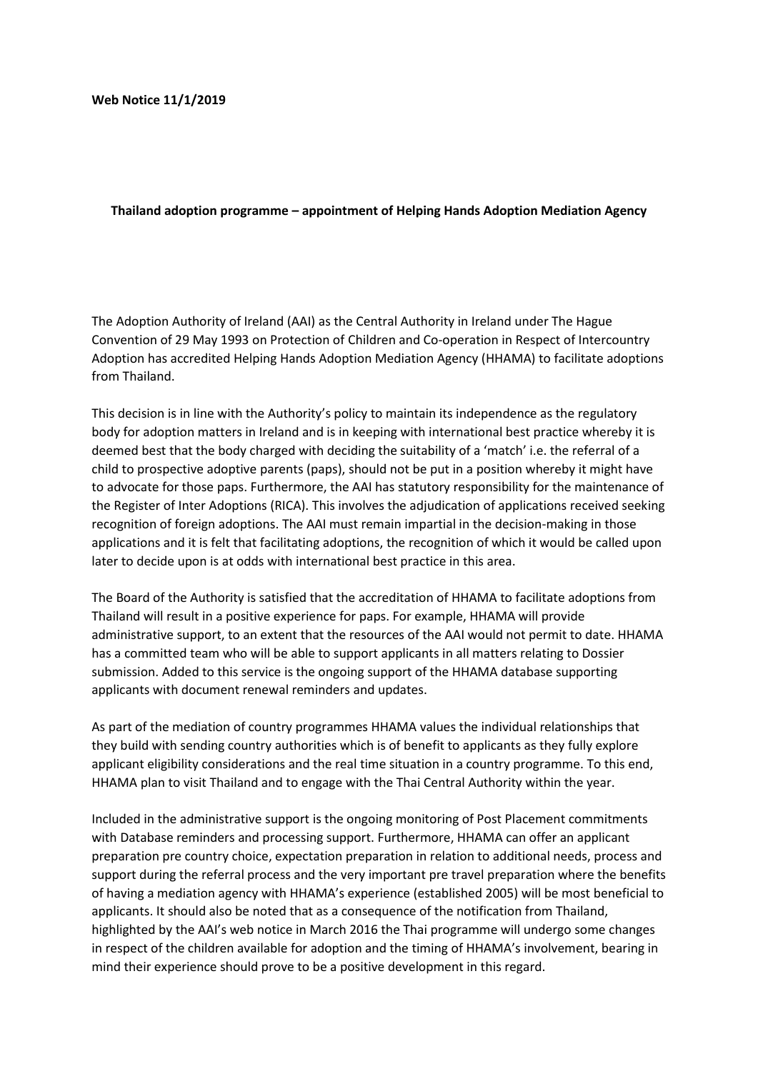**Web Notice 11/1/2019**

**Thailand adoption programme – appointment of Helping Hands Adoption Mediation Agency**

The Adoption Authority of Ireland (AAI) as the Central Authority in Ireland under The Hague Convention of 29 May 1993 on Protection of Children and Co-operation in Respect of Intercountry Adoption has accredited Helping Hands Adoption Mediation Agency (HHAMA) to facilitate adoptions from Thailand.

This decision is in line with the Authority's policy to maintain its independence as the regulatory body for adoption matters in Ireland and is in keeping with international best practice whereby it is deemed best that the body charged with deciding the suitability of a 'match' i.e. the referral of a child to prospective adoptive parents (paps), should not be put in a position whereby it might have to advocate for those paps. Furthermore, the AAI has statutory responsibility for the maintenance of the Register of Inter Adoptions (RICA). This involves the adjudication of applications received seeking recognition of foreign adoptions. The AAI must remain impartial in the decision-making in those applications and it is felt that facilitating adoptions, the recognition of which it would be called upon later to decide upon is at odds with international best practice in this area.

The Board of the Authority is satisfied that the accreditation of HHAMA to facilitate adoptions from Thailand will result in a positive experience for paps. For example, HHAMA will provide administrative support, to an extent that the resources of the AAI would not permit to date. HHAMA has a committed team who will be able to support applicants in all matters relating to Dossier submission. Added to this service is the ongoing support of the HHAMA database supporting applicants with document renewal reminders and updates.

As part of the mediation of country programmes HHAMA values the individual relationships that they build with sending country authorities which is of benefit to applicants as they fully explore applicant eligibility considerations and the real time situation in a country programme. To this end, HHAMA plan to visit Thailand and to engage with the Thai Central Authority within the year.

Included in the administrative support is the ongoing monitoring of Post Placement commitments with Database reminders and processing support. Furthermore, HHAMA can offer an applicant preparation pre country choice, expectation preparation in relation to additional needs, process and support during the referral process and the very important pre travel preparation where the benefits of having a mediation agency with HHAMA's experience (established 2005) will be most beneficial to applicants. It should also be noted that as a consequence of the notification from Thailand, highlighted by the AAI's web notice in March 2016 the Thai programme will undergo some changes in respect of the children available for adoption and the timing of HHAMA's involvement, bearing in mind their experience should prove to be a positive development in this regard.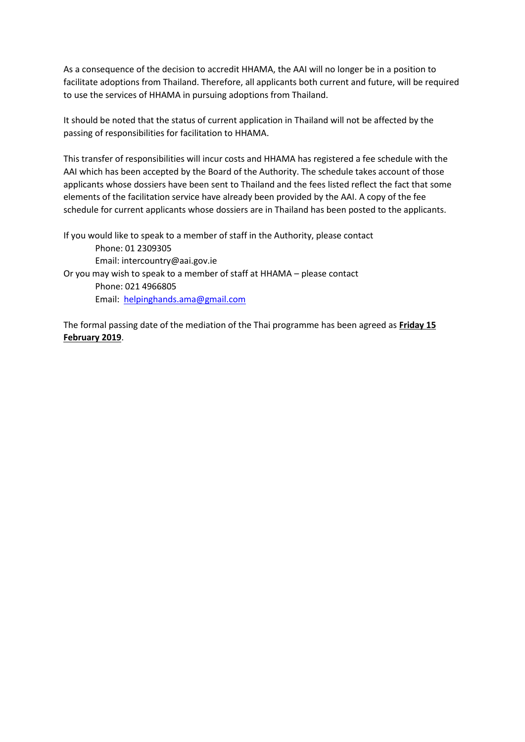As a consequence of the decision to accredit HHAMA, the AAI will no longer be in a position to facilitate adoptions from Thailand. Therefore, all applicants both current and future, will be required to use the services of HHAMA in pursuing adoptions from Thailand.

It should be noted that the status of current application in Thailand will not be affected by the passing of responsibilities for facilitation to HHAMA.

This transfer of responsibilities will incur costs and HHAMA has registered a fee schedule with the AAI which has been accepted by the Board of the Authority. The schedule takes account of those applicants whose dossiers have been sent to Thailand and the fees listed reflect the fact that some elements of the facilitation service have already been provided by the AAI. A copy of the fee schedule for current applicants whose dossiers are in Thailand has been posted to the applicants.

If you would like to speak to a member of staff in the Authority, please contact

Phone: 01 2309305
Email: intercountry@aai.gov.ie

Or you may wish to speak to a member of staff at HHAMA – please contact

Phone: 021 4966805
Email: helpinghands.ama@gmail.com

The formal passing date of the mediation of the Thai programme has been agreed as **Friday 15 February 2019**.